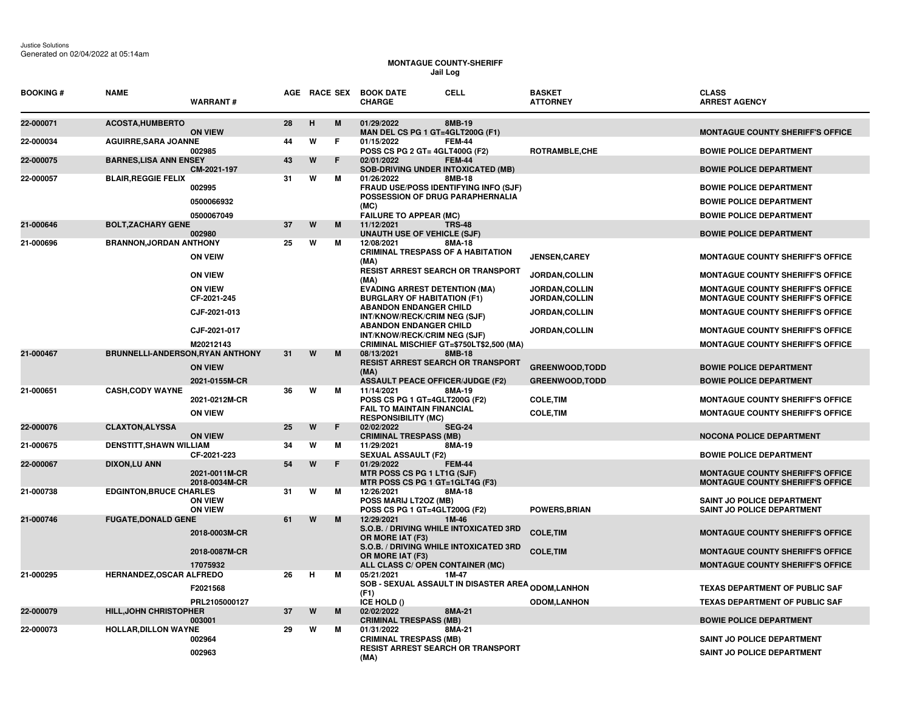Justice Solutions
Generated on 02/04/2022 at 05:14am

**MONTAGUE COUNTY-SHERIFF**
**Jail Log**

| BOOKING # | NAME | WARRANT # | AGE | RACE | SEX | BOOK DATE / CHARGE | CELL | BASKET / ATTORNEY | CLASS / ARREST AGENCY |
|---|---|---|---|---|---|---|---|---|---|
| 22-000071 | ACOSTA,HUMBERTO | | 28 | H | M | 01/29/2022 | 8MB-19 | | |
| | | ON VIEW | | | | MAN DEL CS PG 1 GT=4GLT200G (F1) | | | MONTAGUE COUNTY SHERIFF'S OFFICE |
| 22-000034 | AGUIRRE,SARA JOANNE | | 44 | W | F | 01/15/2022 | FEM-44 | | |
| | | 002985 | | | | POSS CS PG 2 GT= 4GLT400G (F2) | | ROTRAMBLE,CHE | BOWIE POLICE DEPARTMENT |
| 22-000075 | BARNES,LISA ANN ENSEY | | 43 | W | F | 02/01/2022 | FEM-44 | | |
| | | CM-2021-197 | | | | SOB-DRIVING UNDER INTOXICATED (MB) | | | BOWIE POLICE DEPARTMENT |
| 22-000057 | BLAIR,REGGIE FELIX | | 31 | W | M | 01/26/2022 | 8MB-18 | | |
| | | 002995 | | | | FRAUD USE/POSS IDENTIFYING INFO (SJF) | | | BOWIE POLICE DEPARTMENT |
| | | 0500066932 | | | | POSSESSION OF DRUG PARAPHERNALIA (MC) | | | BOWIE POLICE DEPARTMENT |
| | | 0500067049 | | | | FAILURE TO APPEAR (MC) | | | BOWIE POLICE DEPARTMENT |
| 21-000646 | BOLT,ZACHARY GENE | | 37 | W | M | 11/12/2021 | TRS-48 | | |
| | | 002980 | | | | UNAUTH USE OF VEHICLE (SJF) | | | BOWIE POLICE DEPARTMENT |
| 21-000696 | BRANNON,JORDAN ANTHONY | | 25 | W | M | 12/08/2021 | 8MA-18 | | |
| | | ON VEIW | | | | CRIMINAL TRESPASS OF A HABITATION (MA) | | JENSEN,CAREY | MONTAGUE COUNTY SHERIFF'S OFFICE |
| | | ON VIEW | | | | RESIST ARREST SEARCH OR TRANSPORT (MA) | | JORDAN,COLLIN | MONTAGUE COUNTY SHERIFF'S OFFICE |
| | | ON VIEW | | | | EVADING ARREST DETENTION (MA) | | JORDAN,COLLIN | MONTAGUE COUNTY SHERIFF'S OFFICE |
| | | CF-2021-245 | | | | BURGLARY OF HABITATION (F1) | | JORDAN,COLLIN | MONTAGUE COUNTY SHERIFF'S OFFICE |
| | | CJF-2021-013 | | | | ABANDON ENDANGER CHILD INT/KNOW/RECK/CRIM NEG (SJF) | | JORDAN,COLLIN | MONTAGUE COUNTY SHERIFF'S OFFICE |
| | | CJF-2021-017 | | | | ABANDON ENDANGER CHILD INT/KNOW/RECK/CRIM NEG (SJF) | | JORDAN,COLLIN | MONTAGUE COUNTY SHERIFF'S OFFICE |
| | | M20212143 | | | | CRIMINAL MISCHIEF GT=$750LT$2,500 (MA) | | | MONTAGUE COUNTY SHERIFF'S OFFICE |
| 21-000467 | BRUNNELLI-ANDERSON,RYAN ANTHONY | | 31 | W | M | 08/13/2021 | 8MB-18 | | |
| | | ON VIEW | | | | RESIST ARREST SEARCH OR TRANSPORT (MA) | | GREENWOOD,TODD | BOWIE POLICE DEPARTMENT |
| | | 2021-0155M-CR | | | | ASSAULT PEACE OFFICER/JUDGE (F2) | | GREENWOOD,TODD | BOWIE POLICE DEPARTMENT |
| 21-000651 | CASH,CODY WAYNE | | 36 | W | M | 11/14/2021 | 8MA-19 | | |
| | | 2021-0212M-CR | | | | POSS CS PG 1 GT=4GLT200G (F2) | | COLE,TIM | MONTAGUE COUNTY SHERIFF'S OFFICE |
| | | ON VIEW | | | | FAIL TO MAINTAIN FINANCIAL RESPONSIBILITY (MC) | | COLE,TIM | MONTAGUE COUNTY SHERIFF'S OFFICE |
| 22-000076 | CLAXTON,ALYSSA | | 25 | W | F | 02/02/2022 | SEG-24 | | |
| | | ON VIEW | | | | CRIMINAL TRESPASS (MB) | | | NOCONA POLICE DEPARTMENT |
| 21-000675 | DENSTITT,SHAWN WILLIAM | | 34 | W | M | 11/29/2021 | 8MA-19 | | |
| | | CF-2021-223 | | | | SEXUAL ASSAULT (F2) | | | BOWIE POLICE DEPARTMENT |
| 22-000067 | DIXON,LU ANN | | 54 | W | F | 01/29/2022 | FEM-44 | | |
| | | 2021-0011M-CR | | | | MTR POSS CS PG 1 LT1G (SJF) | | | MONTAGUE COUNTY SHERIFF'S OFFICE |
| | | 2018-0034M-CR | | | | MTR POSS CS PG 1 GT=1GLT4G (F3) | | | MONTAGUE COUNTY SHERIFF'S OFFICE |
| 21-000738 | EDGINTON,BRUCE CHARLES | | 31 | W | M | 12/26/2021 | 8MA-18 | | |
| | | ON VIEW | | | | POSS MARIJ LT2OZ (MB) | | | SAINT JO POLICE DEPARTMENT |
| | | ON VIEW | | | | POSS CS PG 1 GT=4GLT200G (F2) | | POWERS,BRIAN | SAINT JO POLICE DEPARTMENT |
| 21-000746 | FUGATE,DONALD GENE | | 61 | W | M | 12/29/2021 | 1M-46 | | |
| | | 2018-0003M-CR | | | | S.O.B. / DRIVING WHILE INTOXICATED 3RD OR MORE IAT (F3) | | COLE,TIM | MONTAGUE COUNTY SHERIFF'S OFFICE |
| | | 2018-0087M-CR | | | | S.O.B. / DRIVING WHILE INTOXICATED 3RD OR MORE IAT (F3) | | COLE,TIM | MONTAGUE COUNTY SHERIFF'S OFFICE |
| | | 17075932 | | | | ALL CLASS C/ OPEN CONTAINER (MC) | | | MONTAGUE COUNTY SHERIFF'S OFFICE |
| 21-000295 | HERNANDEZ,OSCAR ALFREDO | | 26 | H | M | 05/21/2021 | 1M-47 | | |
| | | F2021568 | | | | SOB - SEXUAL ASSAULT IN DISASTER AREA (F1) | | ODOM,LANHON | TEXAS DEPARTMENT OF PUBLIC SAF |
| | | PRL2105000127 | | | | ICE HOLD () | | ODOM,LANHON | TEXAS DEPARTMENT OF PUBLIC SAF |
| 22-000079 | HILL,JOHN CHRISTOPHER | | 37 | W | M | 02/02/2022 | 8MA-21 | | |
| | | 003001 | | | | CRIMINAL TRESPASS (MB) | | | BOWIE POLICE DEPARTMENT |
| 22-000073 | HOLLAR,DILLON WAYNE | | 29 | W | M | 01/31/2022 | 8MA-21 | | |
| | | 002964 | | | | CRIMINAL TRESPASS (MB) | | | SAINT JO POLICE DEPARTMENT |
| | | 002963 | | | | RESIST ARREST SEARCH OR TRANSPORT (MA) | | | SAINT JO POLICE DEPARTMENT |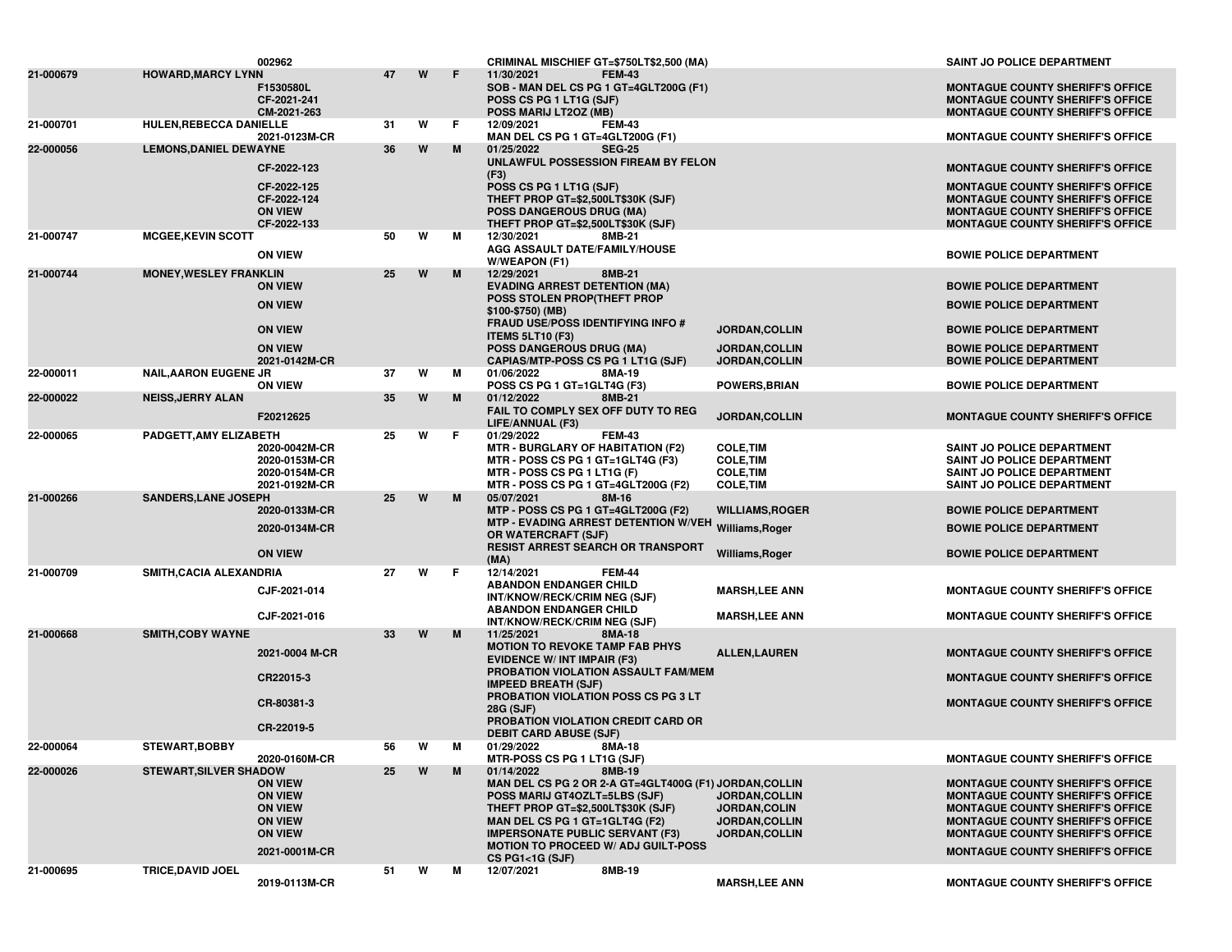| | | | | | | | | |
|---|---|---|---|---|---|---|---|---|
| | | 002962 | | | | CRIMINAL MISCHIEF GT=$750LT$2,500 (MA) | | SAINT JO POLICE DEPARTMENT |
| 21-000679 | HOWARD,MARCY LYNN | | 47 | W | F | 11/30/2021 FEM-43 | | |
| | | F1530580L | | | | SOB - MAN DEL CS PG 1 GT=4GLT200G (F1) | | MONTAGUE COUNTY SHERIFF'S OFFICE |
| | | CF-2021-241 | | | | POSS CS PG 1 LT1G (SJF) | | MONTAGUE COUNTY SHERIFF'S OFFICE |
| | | CM-2021-263 | | | | POSS MARIJ LT2OZ (MB) | | MONTAGUE COUNTY SHERIFF'S OFFICE |
| 21-000701 | HULEN,REBECCA DANIELLE | | 31 | W | F | 12/09/2021 FEM-43 | | |
| | | 2021-0123M-CR | | | | MAN DEL CS PG 1 GT=4GLT200G (F1) | | MONTAGUE COUNTY SHERIFF'S OFFICE |
| 22-000056 | LEMONS,DANIEL DEWAYNE | | 36 | W | M | 01/25/2022 SEG-25 | | |
| | | CF-2022-123 | | | | UNLAWFUL POSSESSION FIREAM BY FELON (F3) | | MONTAGUE COUNTY SHERIFF'S OFFICE |
| | | CF-2022-125 | | | | POSS CS PG 1 LT1G (SJF) | | MONTAGUE COUNTY SHERIFF'S OFFICE |
| | | CF-2022-124 | | | | THEFT PROP GT=$2,500LT$30K (SJF) | | MONTAGUE COUNTY SHERIFF'S OFFICE |
| | | ON VIEW | | | | POSS DANGEROUS DRUG (MA) | | MONTAGUE COUNTY SHERIFF'S OFFICE |
| | | CF-2022-133 | | | | THEFT PROP GT=$2,500LT$30K (SJF) | | MONTAGUE COUNTY SHERIFF'S OFFICE |
| 21-000747 | MCGEE,KEVIN SCOTT | | 50 | W | M | 12/30/2021 8MB-21 | | |
| | | ON VIEW | | | | AGG ASSAULT DATE/FAMILY/HOUSE W/WEAPON (F1) | | BOWIE POLICE DEPARTMENT |
| 21-000744 | MONEY,WESLEY FRANKLIN | | 25 | W | M | 12/29/2021 8MB-21 | | |
| | | ON VIEW | | | | EVADING ARREST DETENTION (MA) | | BOWIE POLICE DEPARTMENT |
| | | ON VIEW | | | | POSS STOLEN PROP(THEFT PROP $100-$750) (MB) | | BOWIE POLICE DEPARTMENT |
| | | ON VIEW | | | | FRAUD USE/POSS IDENTIFYING INFO # ITEMS 5LT10 (F3) | JORDAN,COLLIN | BOWIE POLICE DEPARTMENT |
| | | ON VIEW | | | | POSS DANGEROUS DRUG (MA) | JORDAN,COLLIN | BOWIE POLICE DEPARTMENT |
| | | 2021-0142M-CR | | | | CAPIAS/MTP-POSS CS PG 1 LT1G (SJF) | JORDAN,COLLIN | BOWIE POLICE DEPARTMENT |
| 22-000011 | NAIL,AARON EUGENE JR | | 37 | W | M | 01/06/2022 8MA-19 | | |
| | | ON VIEW | | | | POSS CS PG 1 GT=1GLT4G (F3) | POWERS,BRIAN | BOWIE POLICE DEPARTMENT |
| 22-000022 | NEISS,JERRY ALAN | | 35 | W | M | 01/12/2022 8MB-21 | | |
| | | F20212625 | | | | FAIL TO COMPLY SEX OFF DUTY TO REG LIFE/ANNUAL (F3) | JORDAN,COLLIN | MONTAGUE COUNTY SHERIFF'S OFFICE |
| 22-000065 | PADGETT,AMY ELIZABETH | | 25 | W | F | 01/29/2022 FEM-43 | | |
| | | 2020-0042M-CR | | | | MTR - BURGLARY OF HABITATION (F2) | COLE,TIM | SAINT JO POLICE DEPARTMENT |
| | | 2020-0153M-CR | | | | MTR - POSS CS PG 1 GT=1GLT4G (F3) | COLE,TIM | SAINT JO POLICE DEPARTMENT |
| | | 2020-0154M-CR | | | | MTR - POSS CS PG 1 LT1G (F) | COLE,TIM | SAINT JO POLICE DEPARTMENT |
| | | 2021-0192M-CR | | | | MTR - POSS CS PG 1 GT=4GLT200G (F2) | COLE,TIM | SAINT JO POLICE DEPARTMENT |
| 21-000266 | SANDERS,LANE JOSEPH | | 25 | W | M | 05/07/2021 8M-16 | | |
| | | 2020-0133M-CR | | | | MTP - POSS CS PG 1 GT=4GLT200G (F2) | WILLIAMS,ROGER | BOWIE POLICE DEPARTMENT |
| | | 2020-0134M-CR | | | | MTP - EVADING ARREST DETENTION W/VEH OR WATERCRAFT (SJF) | Williams,Roger | BOWIE POLICE DEPARTMENT |
| | | ON VIEW | | | | RESIST ARREST SEARCH OR TRANSPORT (MA) | Williams,Roger | BOWIE POLICE DEPARTMENT |
| 21-000709 | SMITH,CACIA ALEXANDRIA | | 27 | W | F | 12/14/2021 FEM-44 | | |
| | | CJF-2021-014 | | | | ABANDON ENDANGER CHILD INT/KNOW/RECK/CRIM NEG (SJF) | MARSH,LEE ANN | MONTAGUE COUNTY SHERIFF'S OFFICE |
| | | CJF-2021-016 | | | | ABANDON ENDANGER CHILD INT/KNOW/RECK/CRIM NEG (SJF) | MARSH,LEE ANN | MONTAGUE COUNTY SHERIFF'S OFFICE |
| 21-000668 | SMITH,COBY WAYNE | | 33 | W | M | 11/25/2021 8MA-18 | | |
| | | 2021-0004 M-CR | | | | MOTION TO REVOKE TAMP FAB PHYS EVIDENCE W/ INT IMPAIR (F3) | ALLEN,LAUREN | MONTAGUE COUNTY SHERIFF'S OFFICE |
| | | CR22015-3 | | | | PROBATION VIOLATION ASSAULT FAM/MEM IMPEED BREATH (SJF) | | MONTAGUE COUNTY SHERIFF'S OFFICE |
| | | CR-80381-3 | | | | PROBATION VIOLATION POSS CS PG 3 LT 28G (SJF) | | MONTAGUE COUNTY SHERIFF'S OFFICE |
| | | CR-22019-5 | | | | PROBATION VIOLATION CREDIT CARD OR DEBIT CARD ABUSE (SJF) | | |
| 22-000064 | STEWART,BOBBY | | 56 | W | M | 01/29/2022 8MA-18 | | |
| | | 2020-0160M-CR | | | | MTR-POSS CS PG 1 LT1G (SJF) | | MONTAGUE COUNTY SHERIFF'S OFFICE |
| 22-000026 | STEWART,SILVER SHADOW | | 25 | W | M | 01/14/2022 8MB-19 | | |
| | | ON VIEW | | | | MAN DEL CS PG 2 OR 2-A GT=4GLT400G (F1) | JORDAN,COLLIN | MONTAGUE COUNTY SHERIFF'S OFFICE |
| | | ON VIEW | | | | POSS MARIJ GT4OZLT=5LBS (SJF) | JORDAN,COLLIN | MONTAGUE COUNTY SHERIFF'S OFFICE |
| | | ON VIEW | | | | THEFT PROP GT=$2,500LT$30K (SJF) | JORDAN,COLIN | MONTAGUE COUNTY SHERIFF'S OFFICE |
| | | ON VIEW | | | | MAN DEL CS PG 1 GT=1GLT4G (F2) | JORDAN,COLLIN | MONTAGUE COUNTY SHERIFF'S OFFICE |
| | | ON VIEW | | | | IMPERSONATE PUBLIC SERVANT (F3) | JORDAN,COLLIN | MONTAGUE COUNTY SHERIFF'S OFFICE |
| | | 2021-0001M-CR | | | | MOTION TO PROCEED W/ ADJ GUILT-POSS CS PG1<1G (SJF) | | MONTAGUE COUNTY SHERIFF'S OFFICE |
| 21-000695 | TRICE,DAVID JOEL | | 51 | W | M | 12/07/2021 8MB-19 | | |
| | | 2019-0113M-CR | | | | | MARSH,LEE ANN | MONTAGUE COUNTY SHERIFF'S OFFICE |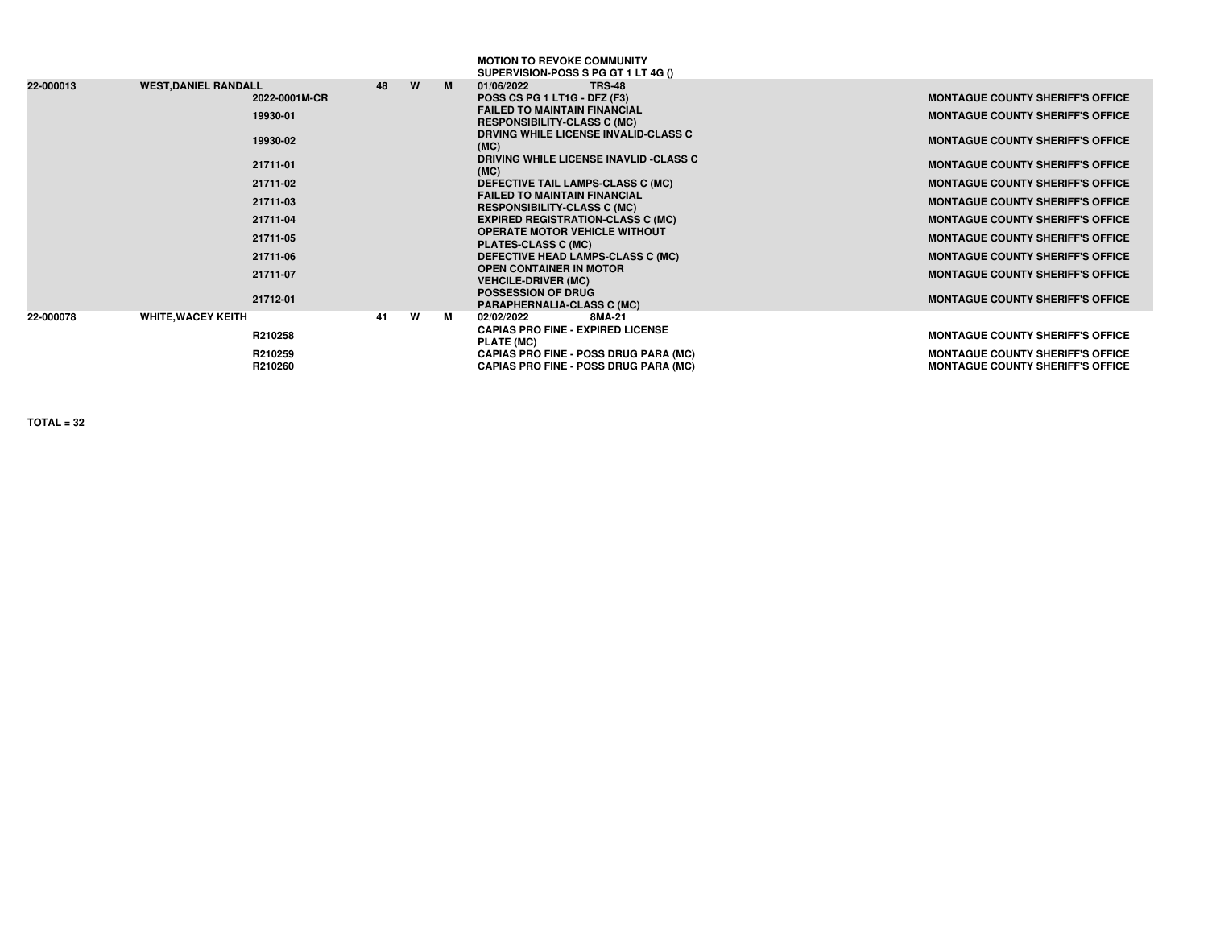| | | | | | | | |
|---|---|---|---|---|---|---|---|
| | | | | | | MOTION TO REVOKE COMMUNITY SUPERVISION-POSS S PG GT 1 LT 4G () | |
| 22-000013 | WEST,DANIEL RANDALL | | 48 | W | M | 01/06/2022 TRS-48 | |
| | | 2022-0001M-CR | | | | POSS CS PG 1 LT1G - DFZ (F3) | MONTAGUE COUNTY SHERIFF'S OFFICE |
| | | 19930-01 | | | | FAILED TO MAINTAIN FINANCIAL RESPONSIBILITY-CLASS C (MC) | MONTAGUE COUNTY SHERIFF'S OFFICE |
| | | 19930-02 | | | | DRVING WHILE LICENSE INVALID-CLASS C (MC) | MONTAGUE COUNTY SHERIFF'S OFFICE |
| | | 21711-01 | | | | DRIVING WHILE LICENSE INAVLID -CLASS C (MC) | MONTAGUE COUNTY SHERIFF'S OFFICE |
| | | 21711-02 | | | | DEFECTIVE TAIL LAMPS-CLASS C (MC) | MONTAGUE COUNTY SHERIFF'S OFFICE |
| | | 21711-03 | | | | FAILED TO MAINTAIN FINANCIAL RESPONSIBILITY-CLASS C (MC) | MONTAGUE COUNTY SHERIFF'S OFFICE |
| | | 21711-04 | | | | EXPIRED REGISTRATION-CLASS C (MC) | MONTAGUE COUNTY SHERIFF'S OFFICE |
| | | 21711-05 | | | | OPERATE MOTOR VEHICLE WITHOUT PLATES-CLASS C (MC) | MONTAGUE COUNTY SHERIFF'S OFFICE |
| | | 21711-06 | | | | DEFECTIVE HEAD LAMPS-CLASS C (MC) | MONTAGUE COUNTY SHERIFF'S OFFICE |
| | | 21711-07 | | | | OPEN CONTAINER IN MOTOR VEHCILE-DRIVER (MC) | MONTAGUE COUNTY SHERIFF'S OFFICE |
| | | 21712-01 | | | | POSSESSION OF DRUG PARAPHERNALIA-CLASS C (MC) | MONTAGUE COUNTY SHERIFF'S OFFICE |
| 22-000078 | WHITE,WACEY KEITH | | 41 | W | M | 02/02/2022 8MA-21 | |
| | | R210258 | | | | CAPIAS PRO FINE - EXPIRED LICENSE PLATE (MC) | MONTAGUE COUNTY SHERIFF'S OFFICE |
| | | R210259 | | | | CAPIAS PRO FINE - POSS DRUG PARA (MC) | MONTAGUE COUNTY SHERIFF'S OFFICE |
| | | R210260 | | | | CAPIAS PRO FINE - POSS DRUG PARA (MC) | MONTAGUE COUNTY SHERIFF'S OFFICE |

**TOTAL = 32**